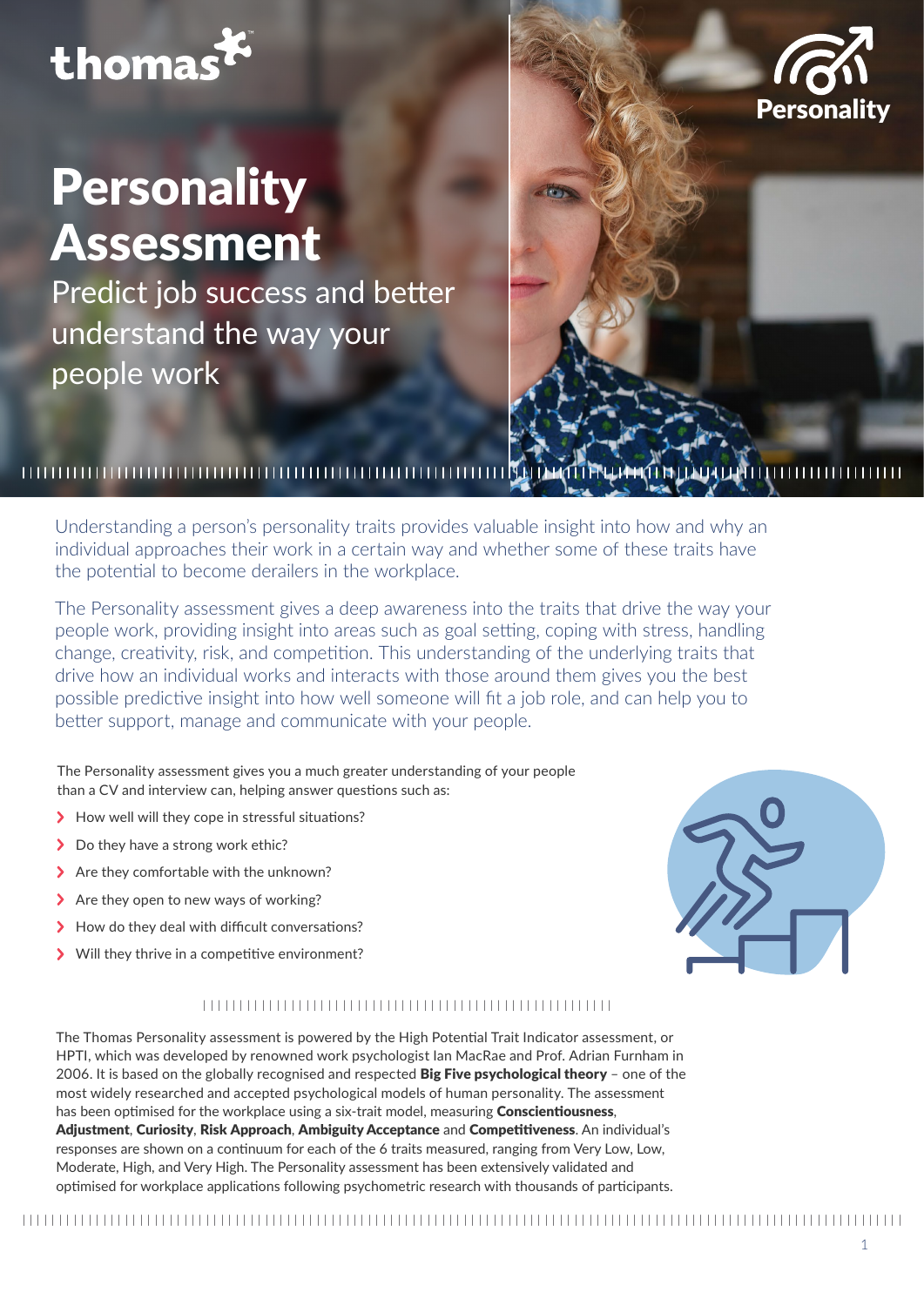thomas

Personality

# Personality Assessment

## Predict job success and better understand the way your people work

Understanding a person's personality traits provides valuable insight into how and why an individual approaches their work in a certain way and whether some of these traits have the potential to become derailers in the workplace.

The Personality assessment gives a deep awareness into the traits that drive the way your people work, providing insight into areas such as goal setting, coping with stress, handling change, creativity, risk, and competition. This understanding of the underlying traits that drive how an individual works and interacts with those around them gives you the best possible predictive insight into how well someone will fit a job role, and can help you to better support, manage and communicate with your people.

The Personality assessment gives you a much greater understanding of your people than a CV and interview can, helping answer questions such as:

- How well will they cope in stressful situations?
- Do they have a strong work ethic?
- Are they comfortable with the unknown?
- Are they open to new ways of working?
- How do they deal with difficult conversations?
- Will they thrive in a competitive environment?

The Thomas Personality assessment is powered by the High Potential Trait Indicator assessment, or HPTI, which was developed by renowned work psychologist Ian MacRae and Prof. Adrian Furnham in 2006. It is based on the globally recognised and respected **Big Five psychological theory** – one of the most widely researched and accepted psychological models of human personality. The assessment has been optimised for the workplace using a six-trait model, measuring **Conscientiousness**, **Adjustment**, **Curiosity**, **Risk Approach**, **Ambiguity Acceptance** and **Competitiveness**. An individual's responses are shown on a continuum for each of the 6 traits measured, ranging from Very Low, Low, Moderate, High, and Very High. The Personality assessment has been extensively validated and optimised for workplace applications following psychometric research with thousands of participants.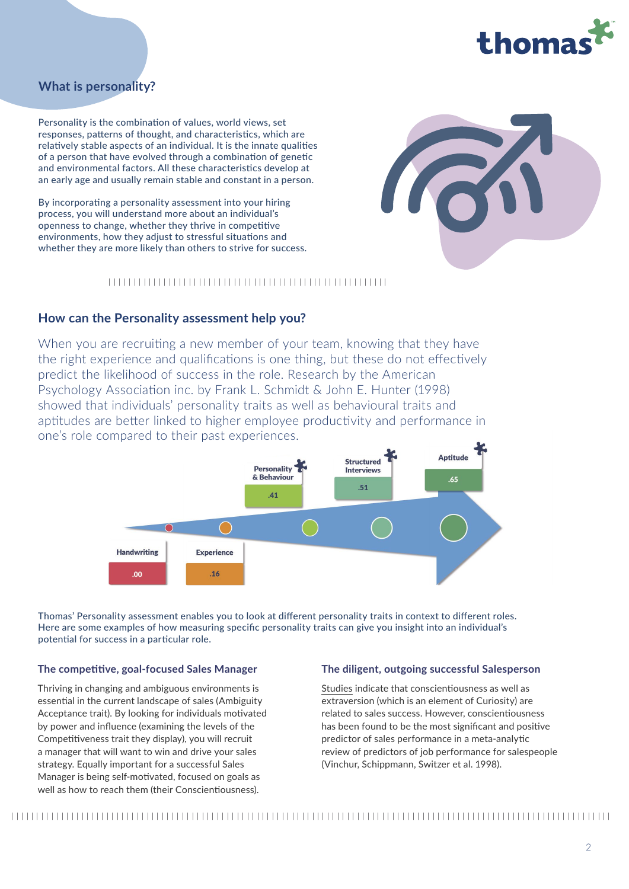## What is personality?

Personality is the combination of values, world views, set responses, patterns of thought, and characteristics, which are relatively stable aspects of an individual. It is the innate qualities of a person that have evolved through a combination of genetic and environmental factors. All these characteristics develop at an early age and usually remain stable and constant in a person.

By incorporating a personality assessment into your hiring process, you will understand more about an individual's openness to change, whether they thrive in competitive environments, how they adjust to stressful situations and whether they are more likely than others to strive for success.

## How can the Personality assessment help you?

When you are recruiting a new member of your team, knowing that they have the right experience and qualifications is one thing, but these do not effectively predict the likelihood of success in the role. Research by the American Psychology Association inc. by Frank L. Schmidt & John E. Hunter (1998) showed that individuals' personality traits as well as behavioural traits and aptitudes are better linked to higher employee productivity and performance in one's role compared to their past experiences.

| Handwriting | Experience | Personality & Behaviour | Structured Interviews | Aptitude |
|---|---|---|---|---|
| .00 | .16 | .41 | .51 | .65 |

Thomas' Personality assessment enables you to look at different personality traits in context to different roles. Here are some examples of how measuring specific personality traits can give you insight into an individual's potential for success in a particular role.

### The competitive, goal-focused Sales Manager

Thriving in changing and ambiguous environments is essential in the current landscape of sales (Ambiguity Acceptance trait). By looking for individuals motivated by power and influence (examining the levels of the Competitiveness trait they display), you will recruit a manager that will want to win and drive your sales strategy. Equally important for a successful Sales Manager is being self-motivated, focused on goals as well as how to reach them (their Conscientiousness).

### The diligent, outgoing successful Salesperson

Studies indicate that conscientiousness as well as extraversion (which is an element of Curiosity) are related to sales success. However, conscientiousness has been found to be the most significant and positive predictor of sales performance in a meta-analytic review of predictors of job performance for salespeople (Vinchur, Schippmann, Switzer et al. 1998).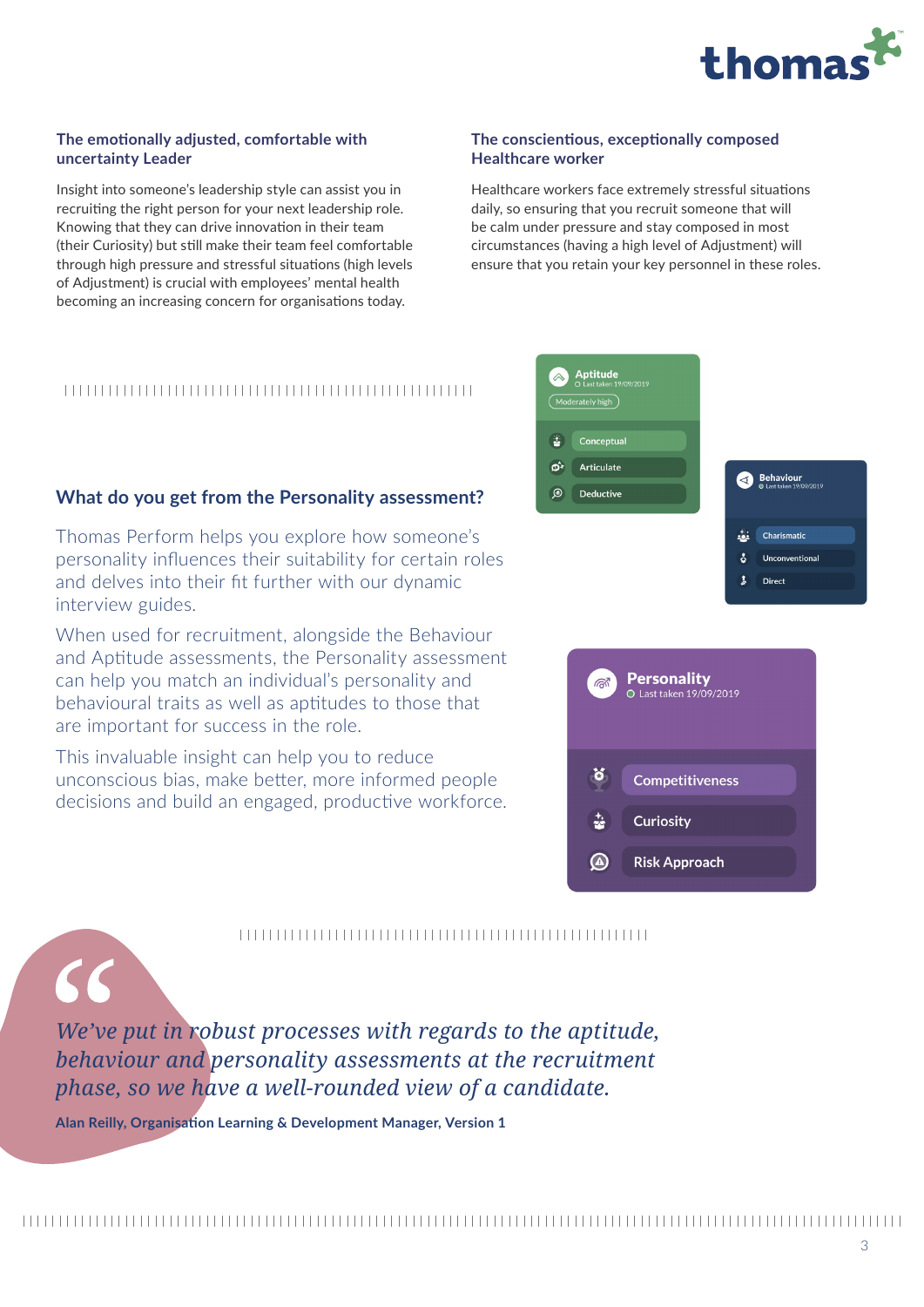### The emotionally adjusted, comfortable with uncertainty Leader

Insight into someone's leadership style can assist you in recruiting the right person for your next leadership role. Knowing that they can drive innovation in their team (their Curiosity) but still make their team feel comfortable through high pressure and stressful situations (high levels of Adjustment) is crucial with employees' mental health becoming an increasing concern for organisations today.

### The conscientious, exceptionally composed Healthcare worker

Healthcare workers face extremely stressful situations daily, so ensuring that you recruit someone that will be calm under pressure and stay composed in most circumstances (having a high level of Adjustment) will ensure that you retain your key personnel in these roles.

## What do you get from the Personality assessment?

Thomas Perform helps you explore how someone's personality influences their suitability for certain roles and delves into their fit further with our dynamic interview guides.

When used for recruitment, alongside the Behaviour and Aptitude assessments, the Personality assessment can help you match an individual's personality and behavioural traits as well as aptitudes to those that are important for success in the role.

This invaluable insight can help you to reduce unconscious bias, make better, more informed people decisions and build an engaged, productive workforce.

**Aptitude**
Last taken 19/09/2019
Moderately high
- Conceptual
- Articulate
- Deductive

**Behaviour**
Last taken 19/09/2019
- Charismatic
- Unconventional
- Direct

**Personality**
Last taken 19/09/2019
- Competitiveness
- Curiosity
- Risk Approach

> *We've put in robust processes with regards to the aptitude, behaviour and personality assessments at the recruitment phase, so we have a well-rounded view of a candidate.*
>
> **Alan Reilly, Organisation Learning & Development Manager, Version 1**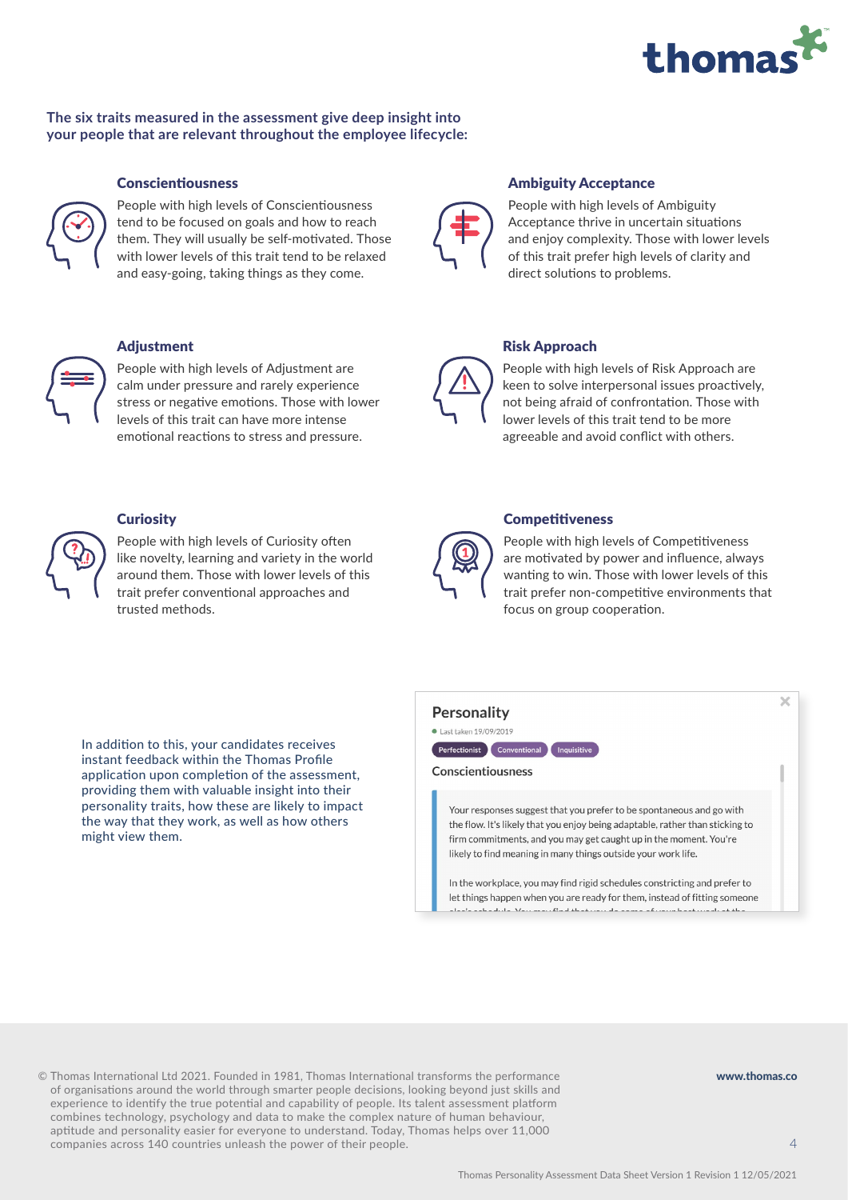**The six traits measured in the assessment give deep insight into your people that are relevant throughout the employee lifecycle:**

### Conscientiousness

People with high levels of Conscientiousness tend to be focused on goals and how to reach them. They will usually be self-motivated. Those with lower levels of this trait tend to be relaxed and easy-going, taking things as they come.

### Ambiguity Acceptance

People with high levels of Ambiguity Acceptance thrive in uncertain situations and enjoy complexity. Those with lower levels of this trait prefer high levels of clarity and direct solutions to problems.

### Adjustment

People with high levels of Adjustment are calm under pressure and rarely experience stress or negative emotions. Those with lower levels of this trait can have more intense emotional reactions to stress and pressure.

### Risk Approach

People with high levels of Risk Approach are keen to solve interpersonal issues proactively, not being afraid of confrontation. Those with lower levels of this trait tend to be more agreeable and avoid conflict with others.

### Curiosity

People with high levels of Curiosity often like novelty, learning and variety in the world around them. Those with lower levels of this trait prefer conventional approaches and trusted methods.

### Competitiveness

People with high levels of Competitiveness are motivated by power and influence, always wanting to win. Those with lower levels of this trait prefer non-competitive environments that focus on group cooperation.

In addition to this, your candidates receives instant feedback within the Thomas Profile application upon completion of the assessment, providing them with valuable insight into their personality traits, how these are likely to impact the way that they work, as well as how others might view them.

**Personality**

Last taken 19/09/2019

Perfectionist | Conventional | Inquisitive

**Conscientiousness**

Your responses suggest that you prefer to be spontaneous and go with the flow. It's likely that you enjoy being adaptable, rather than sticking to firm commitments, and you may get caught up in the moment. You're likely to find meaning in many things outside your work life.

In the workplace, you may find rigid schedules constricting and prefer to let things happen when you are ready for them, instead of fitting someone

© Thomas International Ltd 2021. Founded in 1981, Thomas International transforms the performance of organisations around the world through smarter people decisions, looking beyond just skills and experience to identify the true potential and capability of people. Its talent assessment platform combines technology, psychology and data to make the complex nature of human behaviour, aptitude and personality easier for everyone to understand. Today, Thomas helps over 11,000 companies across 140 countries unleash the power of their people.

www.thomas.co